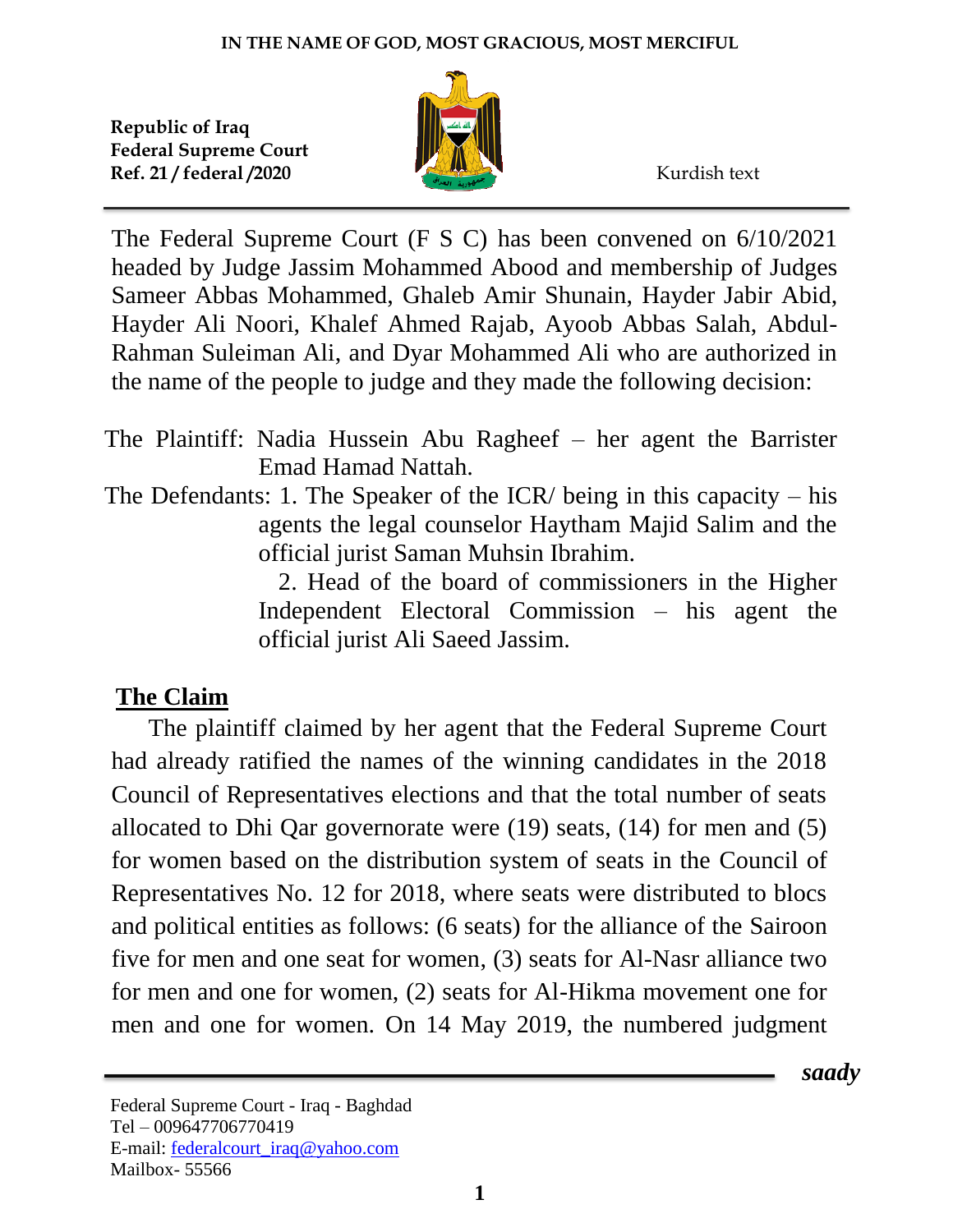IN THE NAME OF GOD, MOST GRACIOUS, MOST MERCIFUL

**Republic of Iraq**
**Federal Supreme Court**
**Ref. 21 / federal /2020**

Kurdish text

The Federal Supreme Court (F S C) has been convened on 6/10/2021 headed by Judge Jassim Mohammed Abood and membership of Judges Sameer Abbas Mohammed, Ghaleb Amir Shunain, Hayder Jabir Abid, Hayder Ali Noori, Khalef Ahmed Rajab, Ayoob Abbas Salah, Abdul-Rahman Suleiman Ali, and Dyar Mohammed Ali who are authorized in the name of the people to judge and they made the following decision:

The Plaintiff: Nadia Hussein Abu Ragheef – her agent the Barrister Emad Hamad Nattah.

The Defendants: 1. The Speaker of the ICR/ being in this capacity – his agents the legal counselor Haytham Majid Salim and the official jurist Saman Muhsin Ibrahim.

2. Head of the board of commissioners in the Higher Independent Electoral Commission – his agent the official jurist Ali Saeed Jassim.

## The Claim

The plaintiff claimed by her agent that the Federal Supreme Court had already ratified the names of the winning candidates in the 2018 Council of Representatives elections and that the total number of seats allocated to Dhi Qar governorate were (19) seats, (14) for men and (5) for women based on the distribution system of seats in the Council of Representatives No. 12 for 2018, where seats were distributed to blocs and political entities as follows: (6 seats) for the alliance of the Sairoon five for men and one seat for women, (3) seats for Al-Nasr alliance two for men and one for women, (2) seats for Al-Hikma movement one for men and one for women. On 14 May 2019, the numbered judgment

*saady*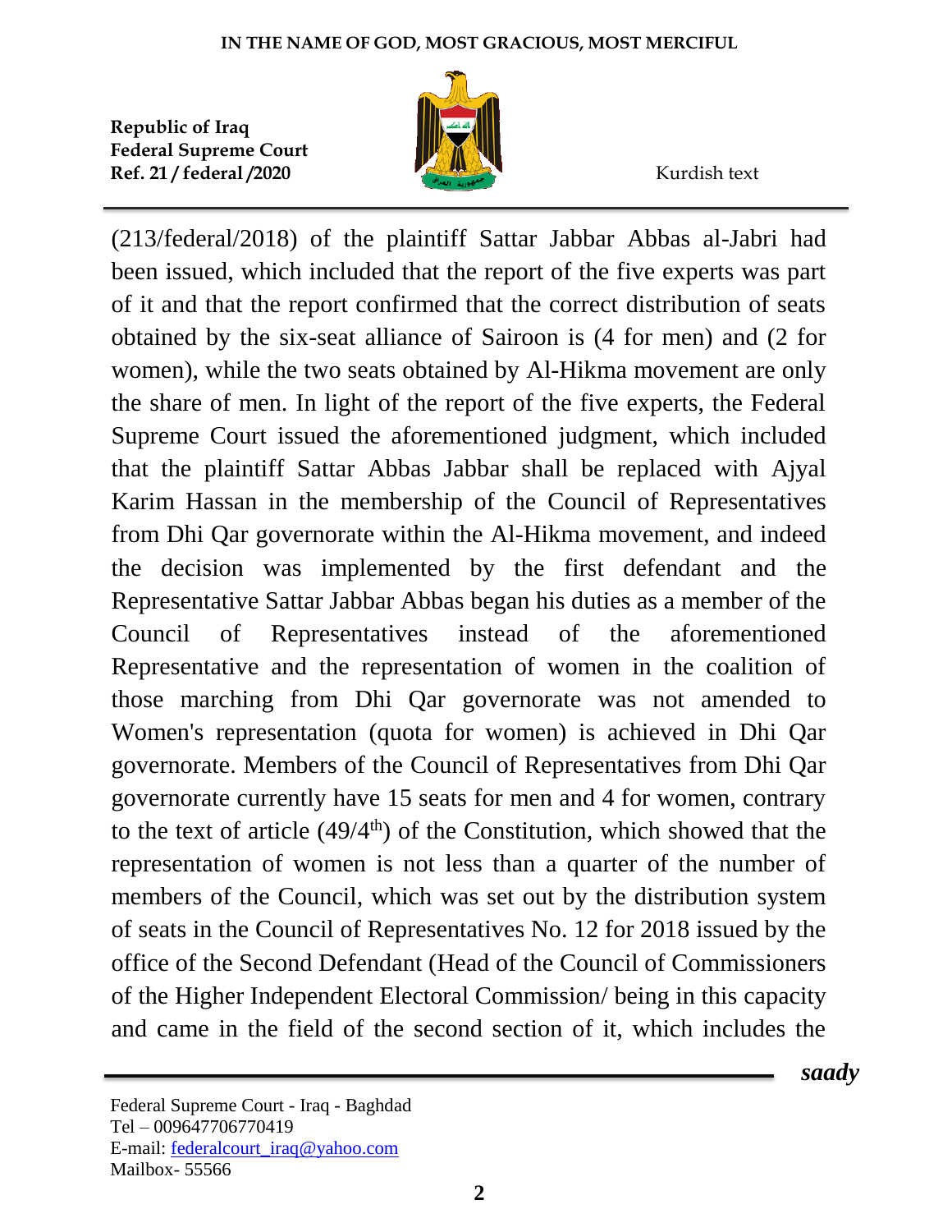(213/federal/2018) of the plaintiff Sattar Jabbar Abbas al-Jabri had been issued, which included that the report of the five experts was part of it and that the report confirmed that the correct distribution of seats obtained by the six-seat alliance of Sairoon is (4 for men) and (2 for women), while the two seats obtained by Al-Hikma movement are only the share of men. In light of the report of the five experts, the Federal Supreme Court issued the aforementioned judgment, which included that the plaintiff Sattar Abbas Jabbar shall be replaced with Ajyal Karim Hassan in the membership of the Council of Representatives from Dhi Qar governorate within the Al-Hikma movement, and indeed the decision was implemented by the first defendant and the Representative Sattar Jabbar Abbas began his duties as a member of the Council of Representatives instead of the aforementioned Representative and the representation of women in the coalition of those marching from Dhi Qar governorate was not amended to Women's representation (quota for women) is achieved in Dhi Qar governorate. Members of the Council of Representatives from Dhi Qar governorate currently have 15 seats for men and 4 for women, contrary to the text of article (49/4th) of the Constitution, which showed that the representation of women is not less than a quarter of the number of members of the Council, which was set out by the distribution system of seats in the Council of Representatives No. 12 for 2018 issued by the office of the Second Defendant (Head of the Council of Commissioners of the Higher Independent Electoral Commission/ being in this capacity and came in the field of the second section of it, which includes the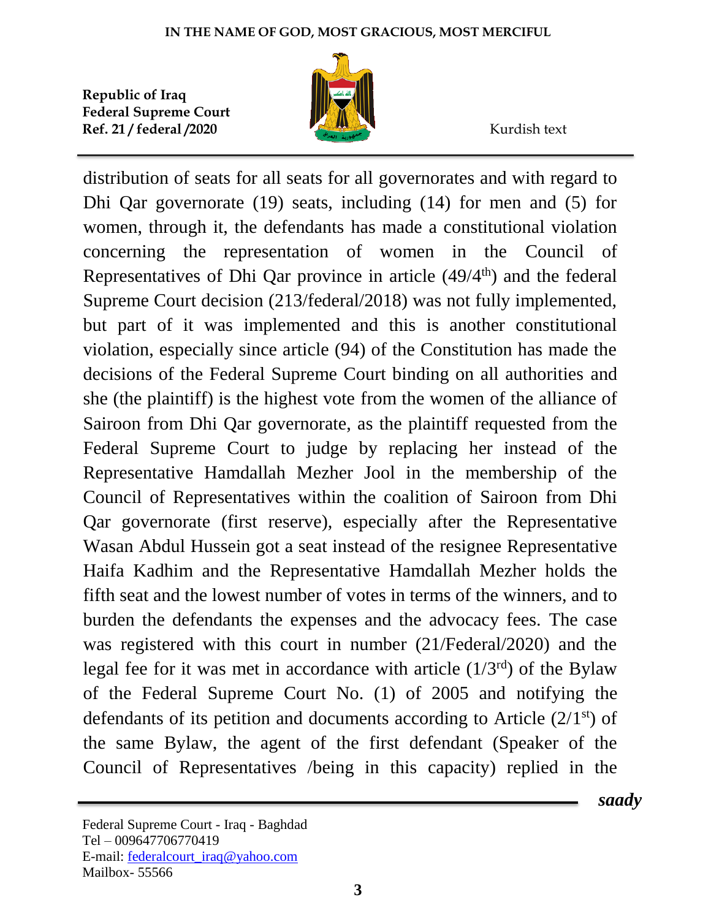distribution of seats for all seats for all governorates and with regard to Dhi Qar governorate (19) seats, including (14) for men and (5) for women, through it, the defendants has made a constitutional violation concerning the representation of women in the Council of Representatives of Dhi Qar province in article ($49/4^{th}$) and the federal Supreme Court decision (213/federal/2018) was not fully implemented, but part of it was implemented and this is another constitutional violation, especially since article (94) of the Constitution has made the decisions of the Federal Supreme Court binding on all authorities and she (the plaintiff) is the highest vote from the women of the alliance of Sairoon from Dhi Qar governorate, as the plaintiff requested from the Federal Supreme Court to judge by replacing her instead of the Representative Hamdallah Mezher Jool in the membership of the Council of Representatives within the coalition of Sairoon from Dhi Qar governorate (first reserve), especially after the Representative Wasan Abdul Hussein got a seat instead of the resignee Representative Haifa Kadhim and the Representative Hamdallah Mezher holds the fifth seat and the lowest number of votes in terms of the winners, and to burden the defendants the expenses and the advocacy fees. The case was registered with this court in number (21/Federal/2020) and the legal fee for it was met in accordance with article ($1/3^{rd}$) of the Bylaw of the Federal Supreme Court No. (1) of 2005 and notifying the defendants of its petition and documents according to Article ($2/1^{st}$) of the same Bylaw, the agent of the first defendant (Speaker of the Council of Representatives /being in this capacity) replied in the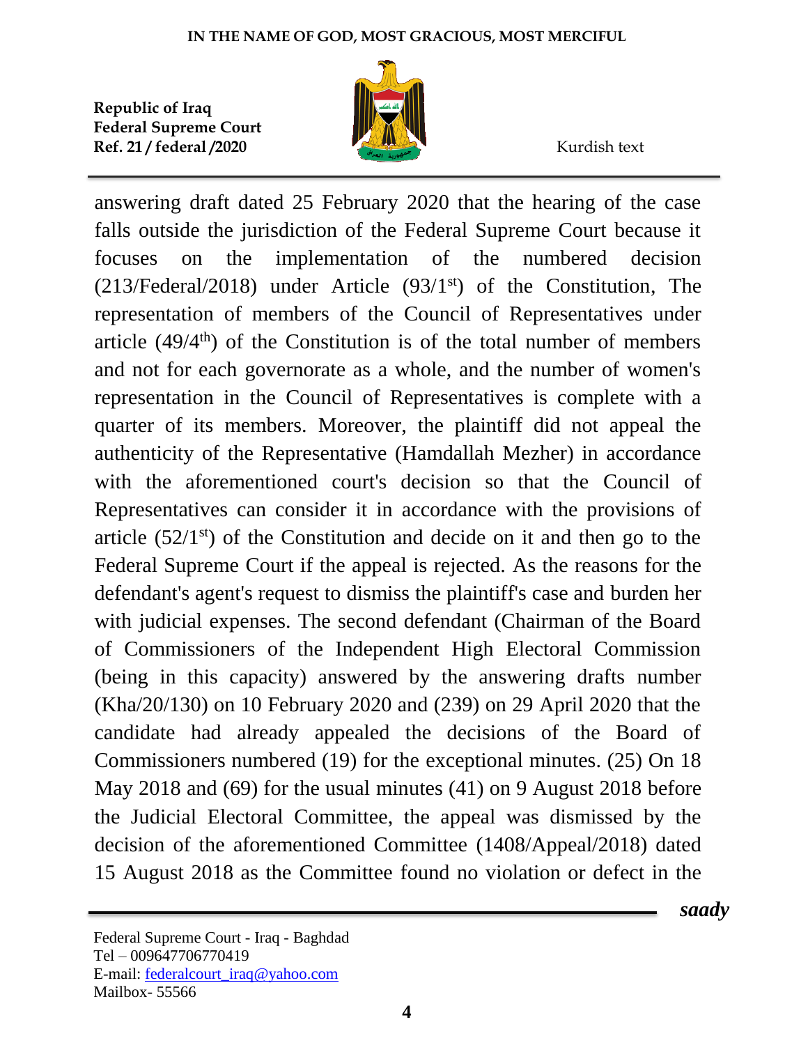answering draft dated 25 February 2020 that the hearing of the case falls outside the jurisdiction of the Federal Supreme Court because it focuses on the implementation of the numbered decision (213/Federal/2018) under Article (93/1st) of the Constitution, The representation of members of the Council of Representatives under article (49/4th) of the Constitution is of the total number of members and not for each governorate as a whole, and the number of women's representation in the Council of Representatives is complete with a quarter of its members. Moreover, the plaintiff did not appeal the authenticity of the Representative (Hamdallah Mezher) in accordance with the aforementioned court's decision so that the Council of Representatives can consider it in accordance with the provisions of article (52/1st) of the Constitution and decide on it and then go to the Federal Supreme Court if the appeal is rejected. As the reasons for the defendant's agent's request to dismiss the plaintiff's case and burden her with judicial expenses. The second defendant (Chairman of the Board of Commissioners of the Independent High Electoral Commission (being in this capacity) answered by the answering drafts number (Kha/20/130) on 10 February 2020 and (239) on 29 April 2020 that the candidate had already appealed the decisions of the Board of Commissioners numbered (19) for the exceptional minutes. (25) On 18 May 2018 and (69) for the usual minutes (41) on 9 August 2018 before the Judicial Electoral Committee, the appeal was dismissed by the decision of the aforementioned Committee (1408/Appeal/2018) dated 15 August 2018 as the Committee found no violation or defect in the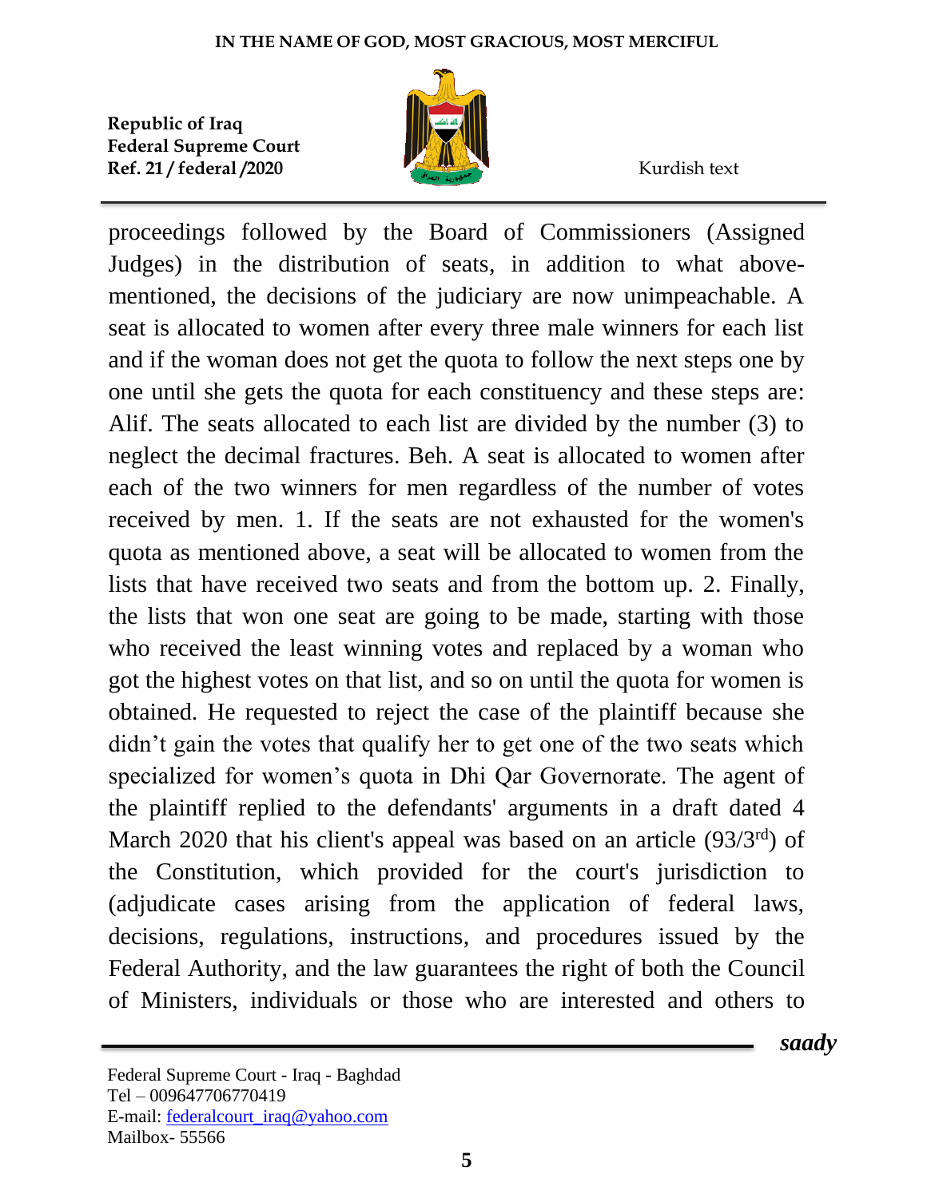proceedings followed by the Board of Commissioners (Assigned Judges) in the distribution of seats, in addition to what above-mentioned, the decisions of the judiciary are now unimpeachable. A seat is allocated to women after every three male winners for each list and if the woman does not get the quota to follow the next steps one by one until she gets the quota for each constituency and these steps are: Alif. The seats allocated to each list are divided by the number (3) to neglect the decimal fractures. Beh. A seat is allocated to women after each of the two winners for men regardless of the number of votes received by men. 1. If the seats are not exhausted for the women's quota as mentioned above, a seat will be allocated to women from the lists that have received two seats and from the bottom up. 2. Finally, the lists that won one seat are going to be made, starting with those who received the least winning votes and replaced by a woman who got the highest votes on that list, and so on until the quota for women is obtained. He requested to reject the case of the plaintiff because she didn't gain the votes that qualify her to get one of the two seats which specialized for women's quota in Dhi Qar Governorate. The agent of the plaintiff replied to the defendants' arguments in a draft dated 4 March 2020 that his client's appeal was based on an article (93/3rd) of the Constitution, which provided for the court's jurisdiction to (adjudicate cases arising from the application of federal laws, decisions, regulations, instructions, and procedures issued by the Federal Authority, and the law guarantees the right of both the Council of Ministers, individuals or those who are interested and others to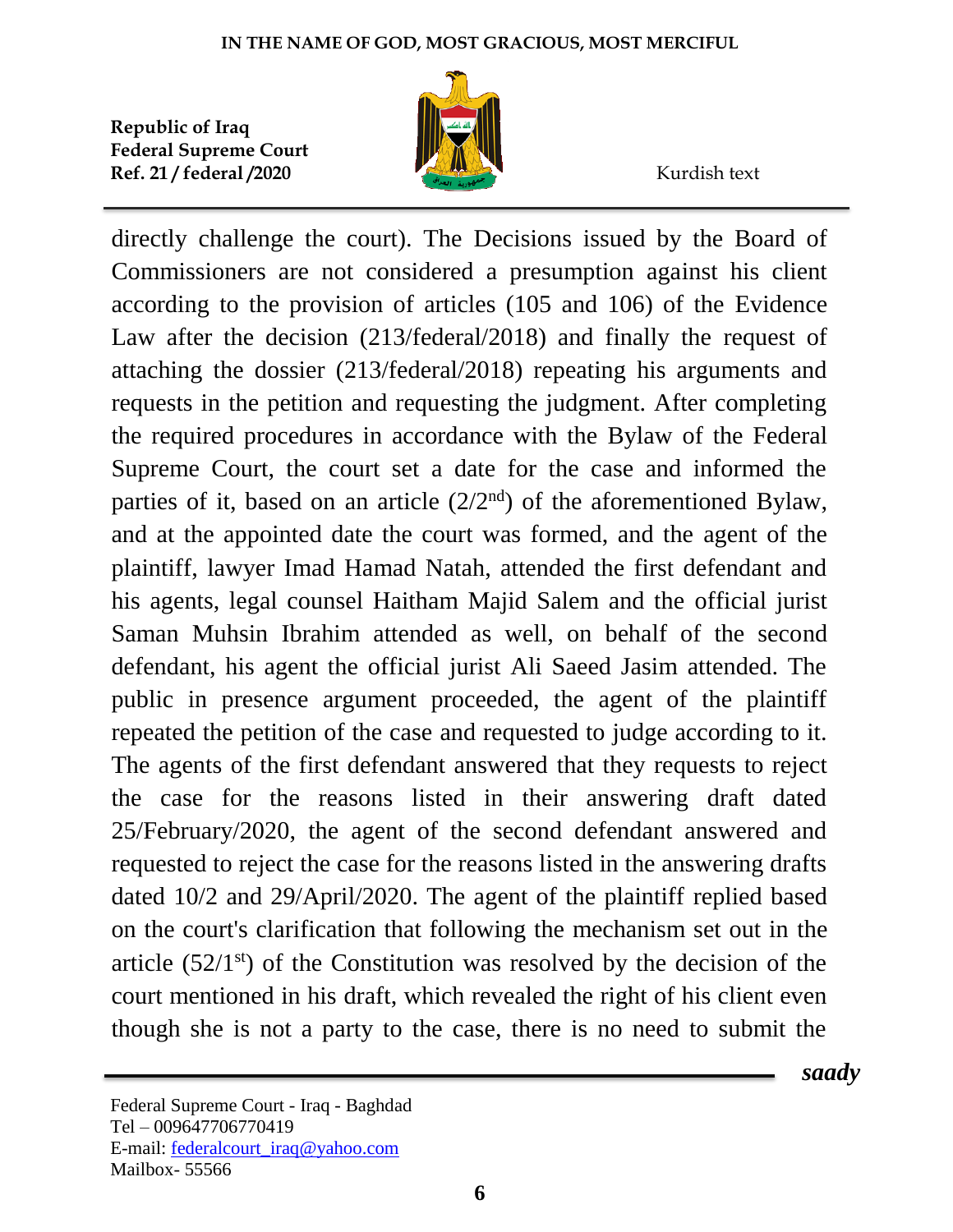directly challenge the court). The Decisions issued by the Board of Commissioners are not considered a presumption against his client according to the provision of articles (105 and 106) of the Evidence Law after the decision (213/federal/2018) and finally the request of attaching the dossier (213/federal/2018) repeating his arguments and requests in the petition and requesting the judgment. After completing the required procedures in accordance with the Bylaw of the Federal Supreme Court, the court set a date for the case and informed the parties of it, based on an article (2/2nd) of the aforementioned Bylaw, and at the appointed date the court was formed, and the agent of the plaintiff, lawyer Imad Hamad Natah, attended the first defendant and his agents, legal counsel Haitham Majid Salem and the official jurist Saman Muhsin Ibrahim attended as well, on behalf of the second defendant, his agent the official jurist Ali Saeed Jasim attended. The public in presence argument proceeded, the agent of the plaintiff repeated the petition of the case and requested to judge according to it. The agents of the first defendant answered that they requests to reject the case for the reasons listed in their answering draft dated 25/February/2020, the agent of the second defendant answered and requested to reject the case for the reasons listed in the answering drafts dated 10/2 and 29/April/2020. The agent of the plaintiff replied based on the court's clarification that following the mechanism set out in the article (52/1st) of the Constitution was resolved by the decision of the court mentioned in his draft, which revealed the right of his client even though she is not a party to the case, there is no need to submit the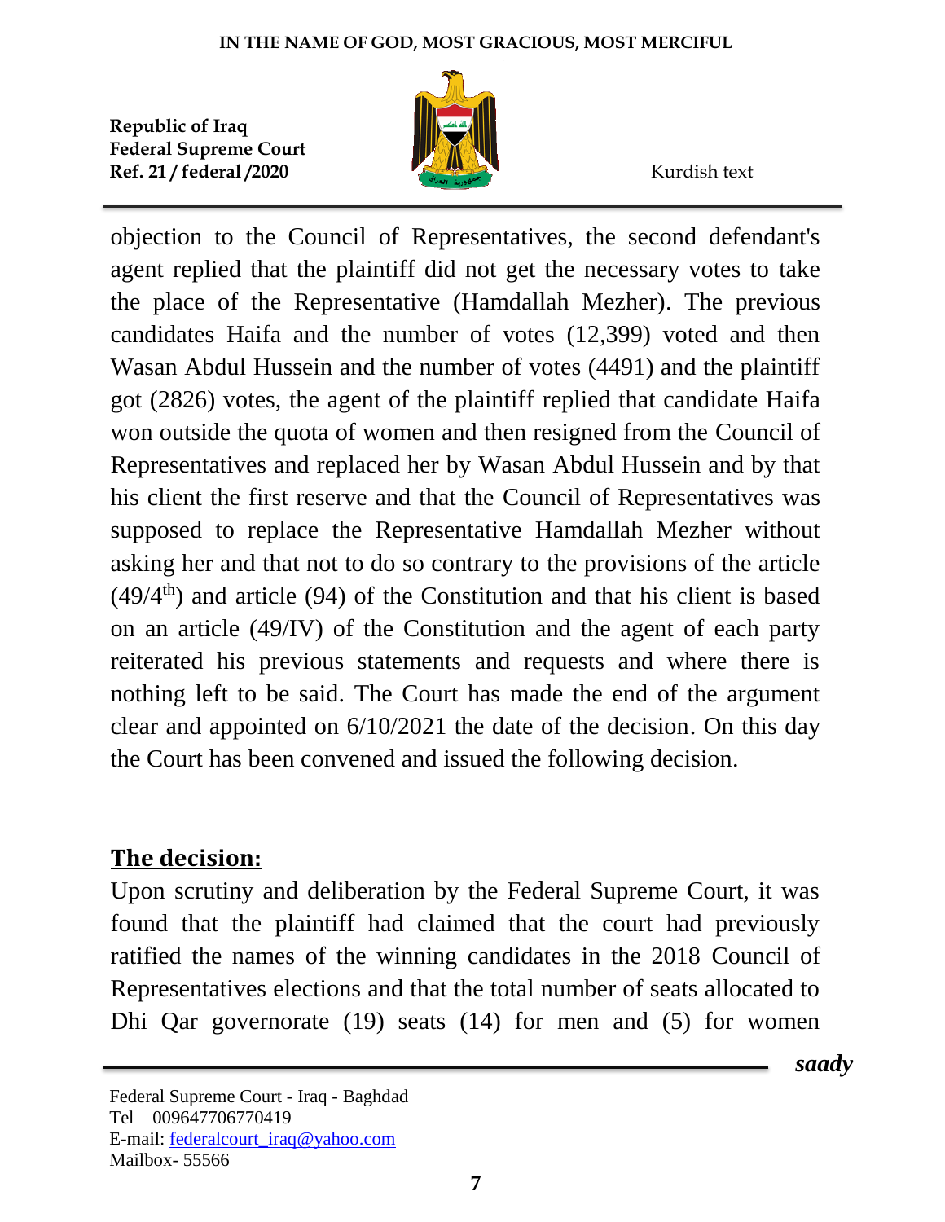objection to the Council of Representatives, the second defendant's agent replied that the plaintiff did not get the necessary votes to take the place of the Representative (Hamdallah Mezher). The previous candidates Haifa and the number of votes (12,399) voted and then Wasan Abdul Hussein and the number of votes (4491) and the plaintiff got (2826) votes, the agent of the plaintiff replied that candidate Haifa won outside the quota of women and then resigned from the Council of Representatives and replaced her by Wasan Abdul Hussein and by that his client the first reserve and that the Council of Representatives was supposed to replace the Representative Hamdallah Mezher without asking her and that not to do so contrary to the provisions of the article (49/4th) and article (94) of the Constitution and that his client is based on an article (49/IV) of the Constitution and the agent of each party reiterated his previous statements and requests and where there is nothing left to be said. The Court has made the end of the argument clear and appointed on 6/10/2021 the date of the decision. On this day the Court has been convened and issued the following decision.

## The decision:

Upon scrutiny and deliberation by the Federal Supreme Court, it was found that the plaintiff had claimed that the court had previously ratified the names of the winning candidates in the 2018 Council of Representatives elections and that the total number of seats allocated to Dhi Qar governorate (19) seats (14) for men and (5) for women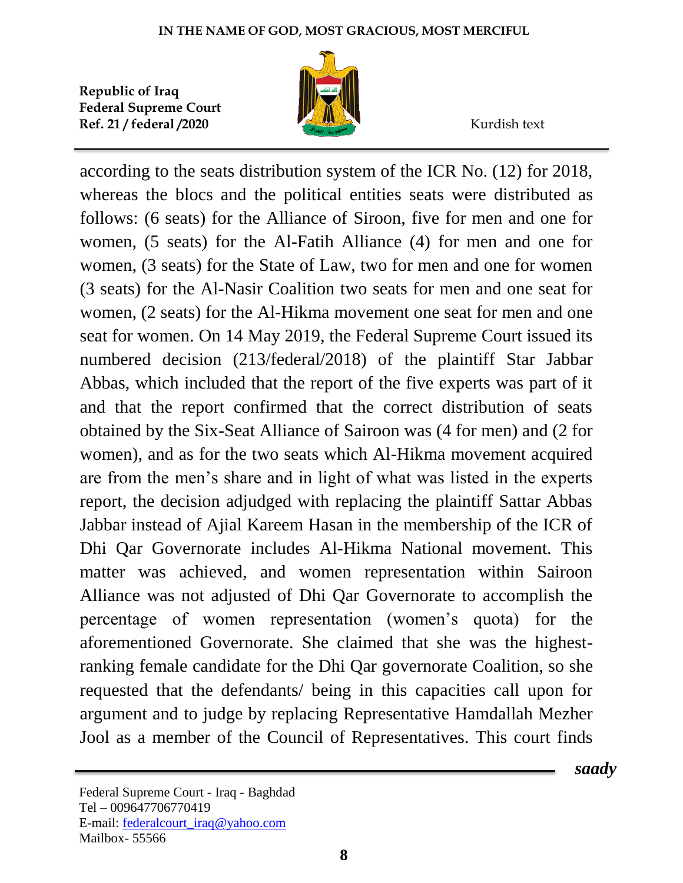according to the seats distribution system of the ICR No. (12) for 2018, whereas the blocs and the political entities seats were distributed as follows: (6 seats) for the Alliance of Siroon, five for men and one for women, (5 seats) for the Al-Fatih Alliance (4) for men and one for women, (3 seats) for the State of Law, two for men and one for women (3 seats) for the Al-Nasir Coalition two seats for men and one seat for women, (2 seats) for the Al-Hikma movement one seat for men and one seat for women. On 14 May 2019, the Federal Supreme Court issued its numbered decision (213/federal/2018) of the plaintiff Star Jabbar Abbas, which included that the report of the five experts was part of it and that the report confirmed that the correct distribution of seats obtained by the Six-Seat Alliance of Sairoon was (4 for men) and (2 for women), and as for the two seats which Al-Hikma movement acquired are from the men's share and in light of what was listed in the experts report, the decision adjudged with replacing the plaintiff Sattar Abbas Jabbar instead of Ajial Kareem Hasan in the membership of the ICR of Dhi Qar Governorate includes Al-Hikma National movement. This matter was achieved, and women representation within Sairoon Alliance was not adjusted of Dhi Qar Governorate to accomplish the percentage of women representation (women's quota) for the aforementioned Governorate. She claimed that she was the highest-ranking female candidate for the Dhi Qar governorate Coalition, so she requested that the defendants/ being in this capacities call upon for argument and to judge by replacing Representative Hamdallah Mezher Jool as a member of the Council of Representatives. This court finds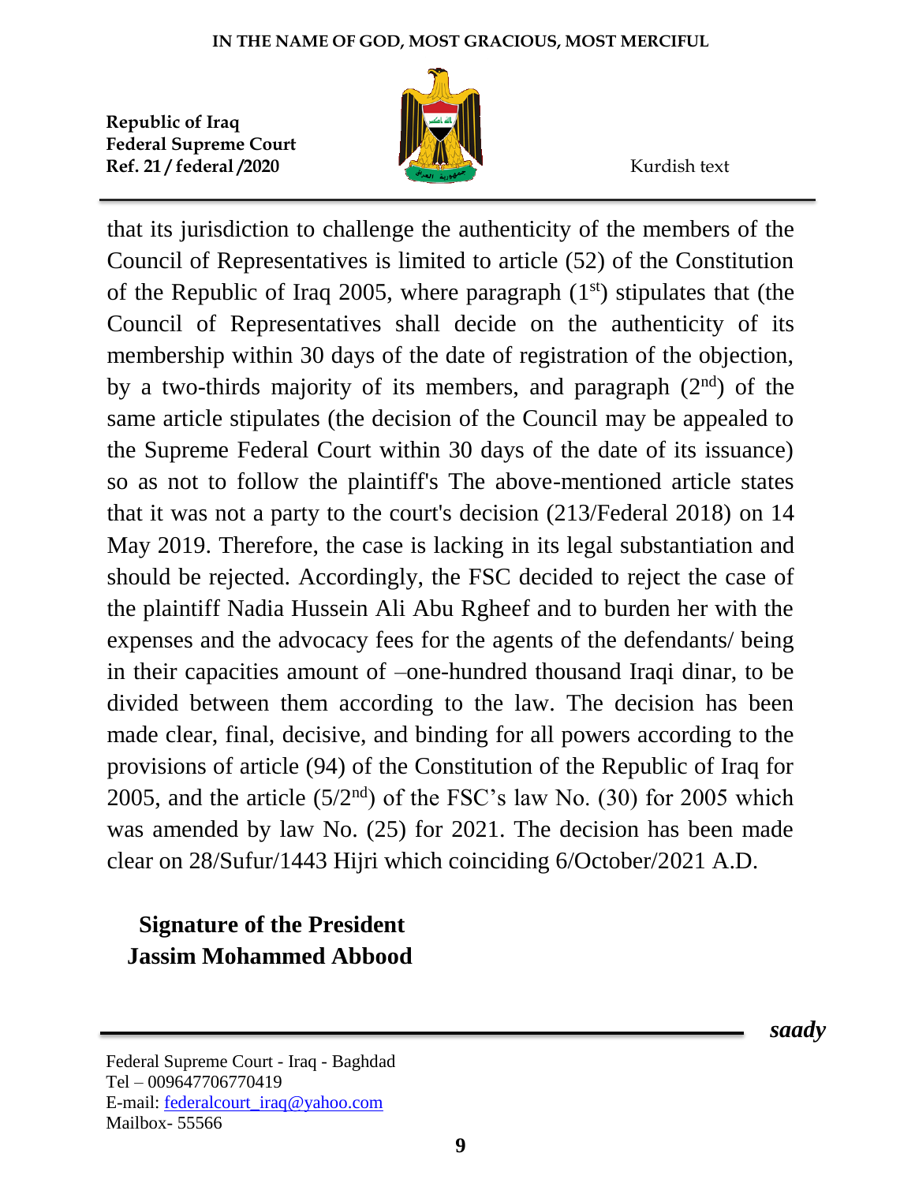that its jurisdiction to challenge the authenticity of the members of the Council of Representatives is limited to article (52) of the Constitution of the Republic of Iraq 2005, where paragraph ($1^{st}$) stipulates that (the Council of Representatives shall decide on the authenticity of its membership within 30 days of the date of registration of the objection, by a two-thirds majority of its members, and paragraph ($2^{nd}$) of the same article stipulates (the decision of the Council may be appealed to the Supreme Federal Court within 30 days of the date of its issuance) so as not to follow the plaintiff's The above-mentioned article states that it was not a party to the court's decision (213/Federal 2018) on 14 May 2019. Therefore, the case is lacking in its legal substantiation and should be rejected. Accordingly, the FSC decided to reject the case of the plaintiff Nadia Hussein Ali Abu Rgheef and to burden her with the expenses and the advocacy fees for the agents of the defendants/ being in their capacities amount of –one-hundred thousand Iraqi dinar, to be divided between them according to the law. The decision has been made clear, final, decisive, and binding for all powers according to the provisions of article (94) of the Constitution of the Republic of Iraq for 2005, and the article ($5/2^{nd}$) of the FSC's law No. (30) for 2005 which was amended by law No. (25) for 2021. The decision has been made clear on 28/Sufur/1443 Hijri which coinciding 6/October/2021 A.D.

**Signature of the President**
**Jassim Mohammed Abbood**